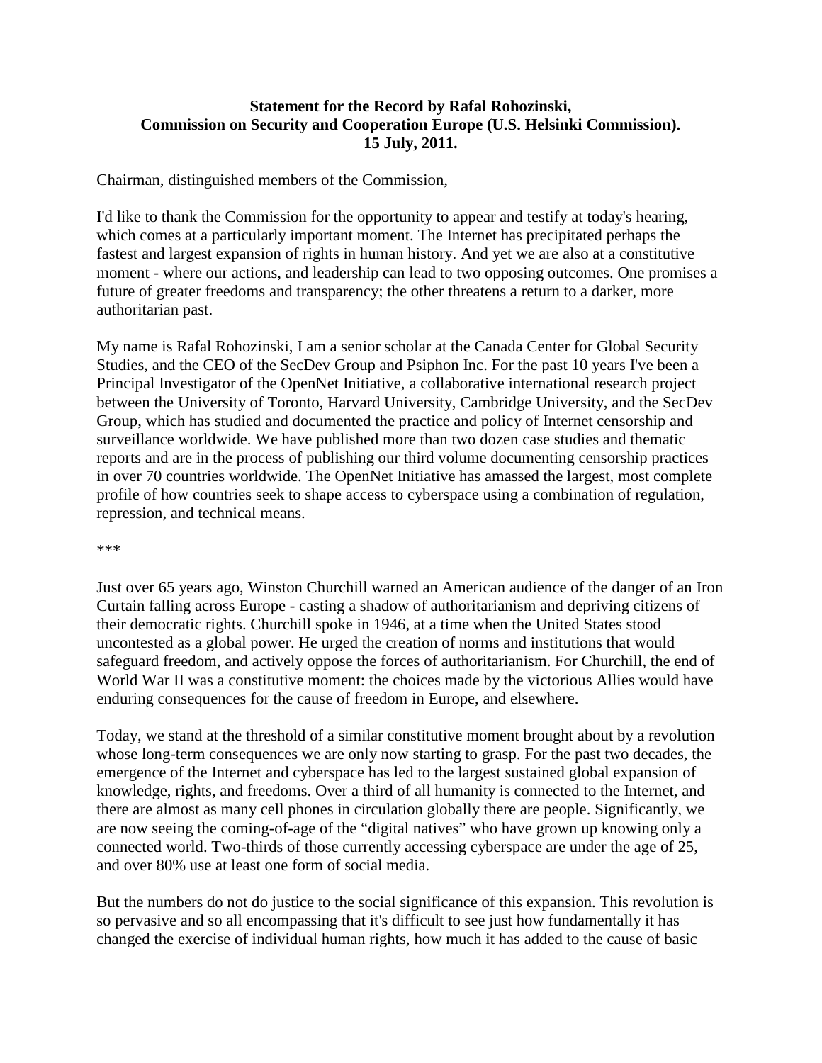**Statement for the Record by Rafal Rohozinski,**
**Commission on Security and Cooperation Europe (U.S. Helsinki Commission).**
**15 July, 2011.**

Chairman, distinguished members of the Commission,

I'd like to thank the Commission for the opportunity to appear and testify at today's hearing, which comes at a particularly important moment. The Internet has precipitated perhaps the fastest and largest expansion of rights in human history. And yet we are also at a constitutive moment - where our actions, and leadership can lead to two opposing outcomes. One promises a future of greater freedoms and transparency; the other threatens a return to a darker, more authoritarian past.

My name is Rafal Rohozinski, I am a senior scholar at the Canada Center for Global Security Studies, and the CEO of the SecDev Group and Psiphon Inc. For the past 10 years I've been a Principal Investigator of the OpenNet Initiative, a collaborative international research project between the University of Toronto, Harvard University, Cambridge University, and the SecDev Group, which has studied and documented the practice and policy of Internet censorship and surveillance worldwide. We have published more than two dozen case studies and thematic reports and are in the process of publishing our third volume documenting censorship practices in over 70 countries worldwide. The OpenNet Initiative has amassed the largest, most complete profile of how countries seek to shape access to cyberspace using a combination of regulation, repression, and technical means.

***

Just over 65 years ago, Winston Churchill warned an American audience of the danger of an Iron Curtain falling across Europe - casting a shadow of authoritarianism and depriving citizens of their democratic rights. Churchill spoke in 1946, at a time when the United States stood uncontested as a global power. He urged the creation of norms and institutions that would safeguard freedom, and actively oppose the forces of authoritarianism. For Churchill, the end of World War II was a constitutive moment: the choices made by the victorious Allies would have enduring consequences for the cause of freedom in Europe, and elsewhere.

Today, we stand at the threshold of a similar constitutive moment brought about by a revolution whose long-term consequences we are only now starting to grasp. For the past two decades, the emergence of the Internet and cyberspace has led to the largest sustained global expansion of knowledge, rights, and freedoms. Over a third of all humanity is connected to the Internet, and there are almost as many cell phones in circulation globally there are people. Significantly, we are now seeing the coming-of-age of the "digital natives" who have grown up knowing only a connected world. Two-thirds of those currently accessing cyberspace are under the age of 25, and over 80% use at least one form of social media.

But the numbers do not do justice to the social significance of this expansion. This revolution is so pervasive and so all encompassing that it's difficult to see just how fundamentally it has changed the exercise of individual human rights, how much it has added to the cause of basic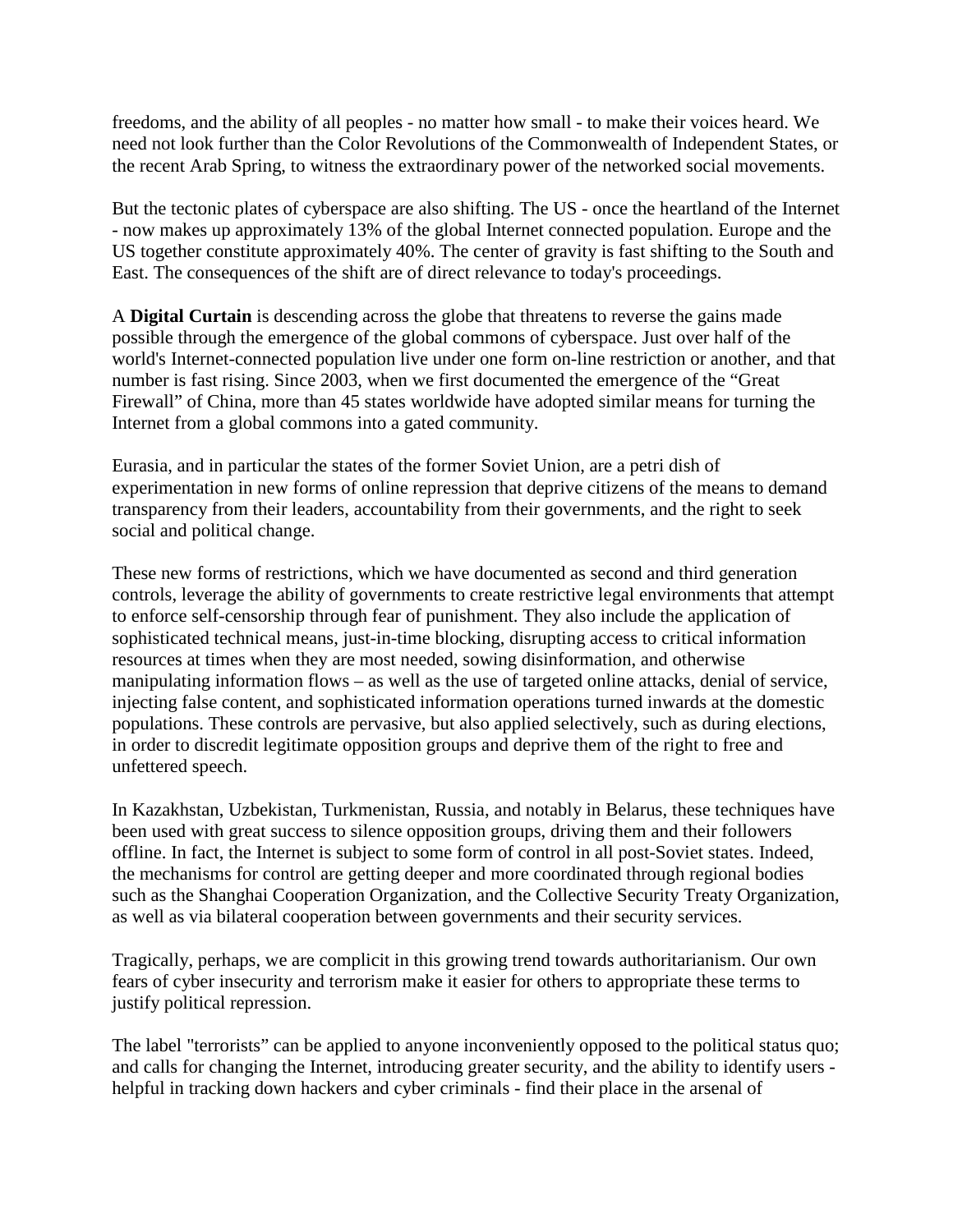freedoms, and the ability of all peoples - no matter how small - to make their voices heard. We need not look further than the Color Revolutions of the Commonwealth of Independent States, or the recent Arab Spring, to witness the extraordinary power of the networked social movements.

But the tectonic plates of cyberspace are also shifting. The US - once the heartland of the Internet - now makes up approximately 13% of the global Internet connected population. Europe and the US together constitute approximately 40%. The center of gravity is fast shifting to the South and East. The consequences of the shift are of direct relevance to today's proceedings.

A **Digital Curtain** is descending across the globe that threatens to reverse the gains made possible through the emergence of the global commons of cyberspace. Just over half of the world's Internet-connected population live under one form on-line restriction or another, and that number is fast rising. Since 2003, when we first documented the emergence of the "Great Firewall" of China, more than 45 states worldwide have adopted similar means for turning the Internet from a global commons into a gated community.

Eurasia, and in particular the states of the former Soviet Union, are a petri dish of experimentation in new forms of online repression that deprive citizens of the means to demand transparency from their leaders, accountability from their governments, and the right to seek social and political change.

These new forms of restrictions, which we have documented as second and third generation controls, leverage the ability of governments to create restrictive legal environments that attempt to enforce self-censorship through fear of punishment. They also include the application of sophisticated technical means, just-in-time blocking, disrupting access to critical information resources at times when they are most needed, sowing disinformation, and otherwise manipulating information flows – as well as the use of targeted online attacks, denial of service, injecting false content, and sophisticated information operations turned inwards at the domestic populations. These controls are pervasive, but also applied selectively, such as during elections, in order to discredit legitimate opposition groups and deprive them of the right to free and unfettered speech.

In Kazakhstan, Uzbekistan, Turkmenistan, Russia, and notably in Belarus, these techniques have been used with great success to silence opposition groups, driving them and their followers offline. In fact, the Internet is subject to some form of control in all post-Soviet states. Indeed, the mechanisms for control are getting deeper and more coordinated through regional bodies such as the Shanghai Cooperation Organization, and the Collective Security Treaty Organization, as well as via bilateral cooperation between governments and their security services.

Tragically, perhaps, we are complicit in this growing trend towards authoritarianism. Our own fears of cyber insecurity and terrorism make it easier for others to appropriate these terms to justify political repression.

The label "terrorists" can be applied to anyone inconveniently opposed to the political status quo; and calls for changing the Internet, introducing greater security, and the ability to identify users - helpful in tracking down hackers and cyber criminals - find their place in the arsenal of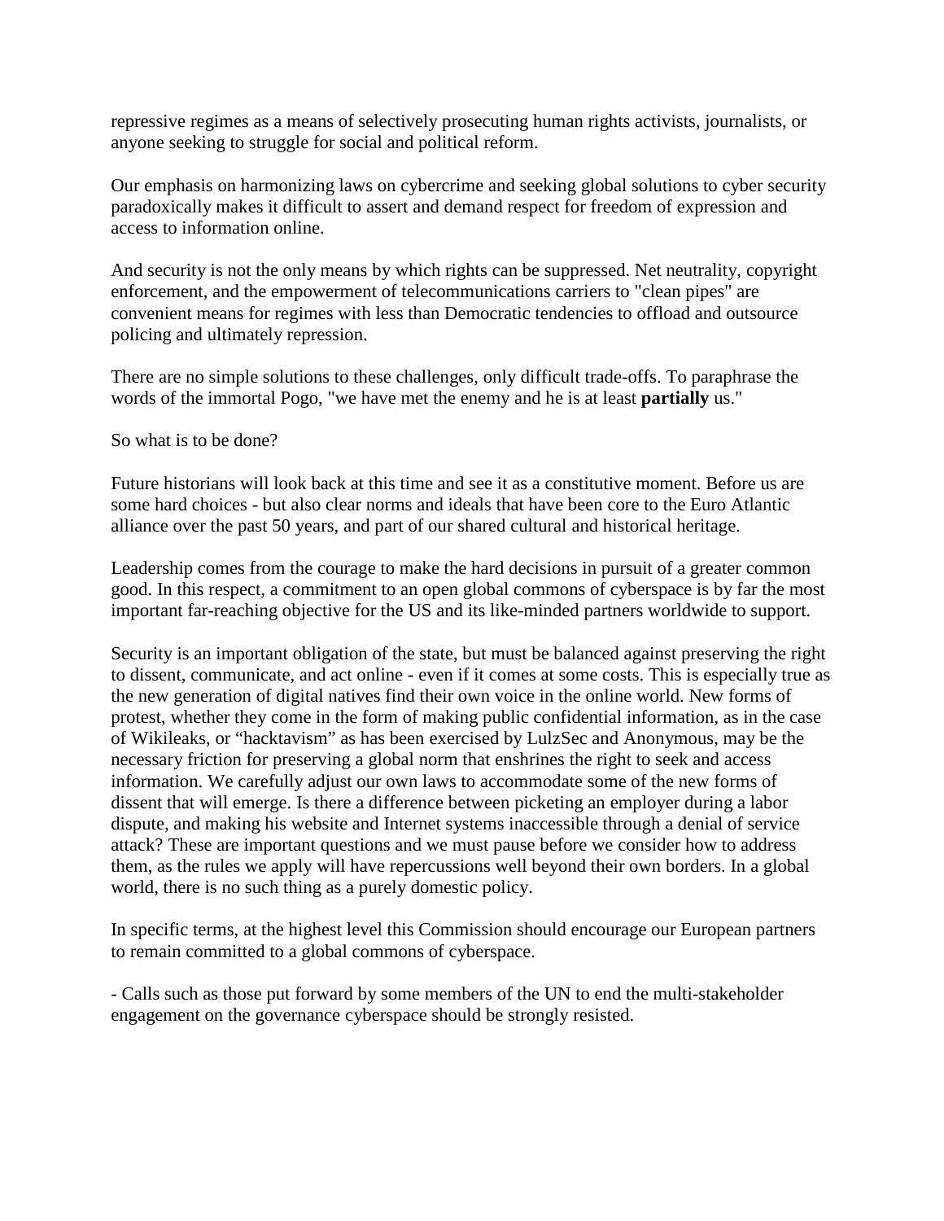repressive regimes as a means of selectively prosecuting human rights activists, journalists, or anyone seeking to struggle for social and political reform.

Our emphasis on harmonizing laws on cybercrime and seeking global solutions to cyber security paradoxically makes it difficult to assert and demand respect for freedom of expression and access to information online.

And security is not the only means by which rights can be suppressed. Net neutrality, copyright enforcement, and the empowerment of telecommunications carriers to "clean pipes" are convenient means for regimes with less than Democratic tendencies to offload and outsource policing and ultimately repression.

There are no simple solutions to these challenges, only difficult trade-offs. To paraphrase the words of the immortal Pogo, "we have met the enemy and he is at least **partially** us."

So what is to be done?

Future historians will look back at this time and see it as a constitutive moment. Before us are some hard choices - but also clear norms and ideals that have been core to the Euro Atlantic alliance over the past 50 years, and part of our shared cultural and historical heritage.

Leadership comes from the courage to make the hard decisions in pursuit of a greater common good. In this respect, a commitment to an open global commons of cyberspace is by far the most important far-reaching objective for the US and its like-minded partners worldwide to support.

Security is an important obligation of the state, but must be balanced against preserving the right to dissent, communicate, and act online - even if it comes at some costs. This is especially true as the new generation of digital natives find their own voice in the online world. New forms of protest, whether they come in the form of making public confidential information, as in the case of Wikileaks, or "hacktavism" as has been exercised by LulzSec and Anonymous, may be the necessary friction for preserving a global norm that enshrines the right to seek and access information. We carefully adjust our own laws to accommodate some of the new forms of dissent that will emerge. Is there a difference between picketing an employer during a labor dispute, and making his website and Internet systems inaccessible through a denial of service attack? These are important questions and we must pause before we consider how to address them, as the rules we apply will have repercussions well beyond their own borders. In a global world, there is no such thing as a purely domestic policy.

In specific terms, at the highest level this Commission should encourage our European partners to remain committed to a global commons of cyberspace.

- Calls such as those put forward by some members of the UN to end the multi-stakeholder engagement on the governance cyberspace should be strongly resisted.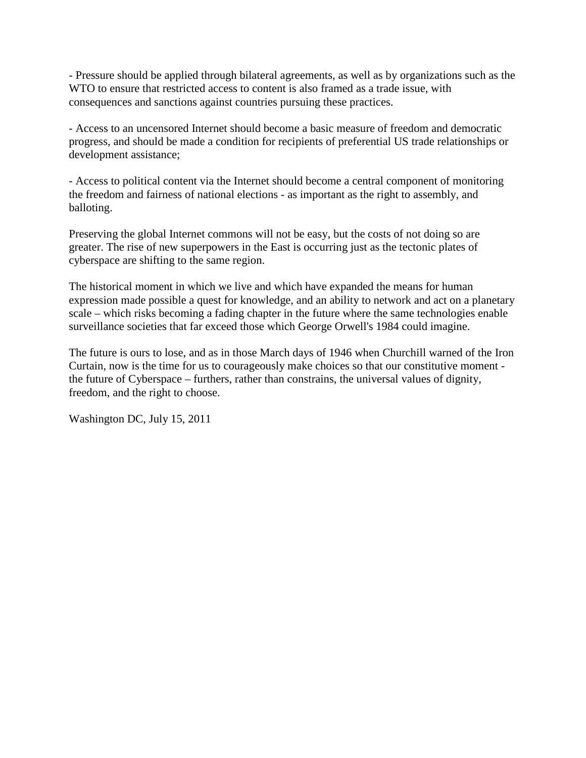- Pressure should be applied through bilateral agreements, as well as by organizations such as the WTO to ensure that restricted access to content is also framed as a trade issue, with consequences and sanctions against countries pursuing these practices.

- Access to an uncensored Internet should become a basic measure of freedom and democratic progress, and should be made a condition for recipients of preferential US trade relationships or development assistance;

- Access to political content via the Internet should become a central component of monitoring the freedom and fairness of national elections - as important as the right to assembly, and balloting.

Preserving the global Internet commons will not be easy, but the costs of not doing so are greater. The rise of new superpowers in the East is occurring just as the tectonic plates of cyberspace are shifting to the same region.

The historical moment in which we live and which have expanded the means for human expression made possible a quest for knowledge, and an ability to network and act on a planetary scale – which risks becoming a fading chapter in the future where the same technologies enable surveillance societies that far exceed those which George Orwell's 1984 could imagine.

The future is ours to lose, and as in those March days of 1946 when Churchill warned of the Iron Curtain, now is the time for us to courageously make choices so that our constitutive moment - the future of Cyberspace – furthers, rather than constrains, the universal values of dignity, freedom, and the right to choose.

Washington DC, July 15, 2011